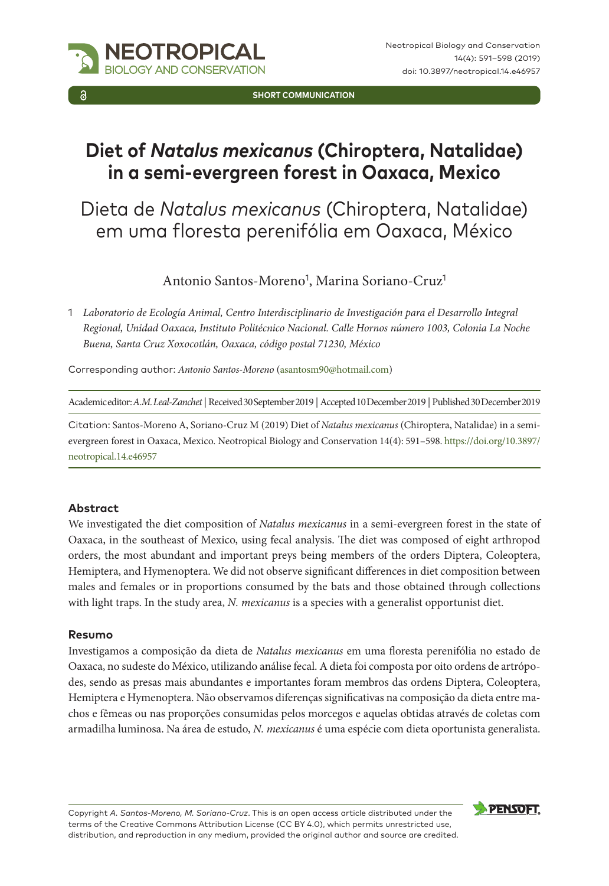SHORT COMMUNICATION

# Diet of *Natalus mexicanus* (Chiroptera, Natalidae) in a semi-evergreen forest in Oaxaca, Mexico

## Dieta de *Natalus mexicanus* (Chiroptera, Natalidae) em uma floresta perenifólia em Oaxaca, México

Antonio Santos-Moreno[1], Marina Soriano-Cruz[1]

1 *Laboratorio de Ecología Animal, Centro Interdisciplinario de Investigación para el Desarrollo Integral Regional, Unidad Oaxaca, Instituto Politécnico Nacional. Calle Hornos número 1003, Colonia La Noche Buena, Santa Cruz Xoxocotlán, Oaxaca, código postal 71230, México*

Corresponding author: *Antonio Santos-Moreno* (asantosm90@hotmail.com)

Academic editor: *A.M. Leal-Zanchet* | Received 30 September 2019 | Accepted 10 December 2019 | Published 30 December 2019

Citation: Santos-Moreno A, Soriano-Cruz M (2019) Diet of *Natalus mexicanus* (Chiroptera, Natalidae) in a semi-evergreen forest in Oaxaca, Mexico. Neotropical Biology and Conservation 14(4): 591–598. https://doi.org/10.3897/neotropical.14.e46957

### Abstract

We investigated the diet composition of *Natalus mexicanus* in a semi-evergreen forest in the state of Oaxaca, in the southeast of Mexico, using fecal analysis. The diet was composed of eight arthropod orders, the most abundant and important preys being members of the orders Diptera, Coleoptera, Hemiptera, and Hymenoptera. We did not observe significant differences in diet composition between males and females or in proportions consumed by the bats and those obtained through collections with light traps. In the study area, *N. mexicanus* is a species with a generalist opportunist diet.

### Resumo

Investigamos a composição da dieta de *Natalus mexicanus* em uma floresta perenifólia no estado de Oaxaca, no sudeste do México, utilizando análise fecal. A dieta foi composta por oito ordens de artrópodes, sendo as presas mais abundantes e importantes foram membros das ordens Diptera, Coleoptera, Hemiptera e Hymenoptera. Não observamos diferenças significativas na composição da dieta entre machos e fêmeas ou nas proporções consumidas pelos morcegos e aquelas obtidas através de coletas com armadilha luminosa. Na área de estudo, *N. mexicanus* é uma espécie com dieta oportunista generalista.

Copyright *A. Santos-Moreno, M. Soriano-Cruz*. This is an open access article distributed under the terms of the Creative Commons Attribution License (CC BY 4.0), which permits unrestricted use, distribution, and reproduction in any medium, provided the original author and source are credited.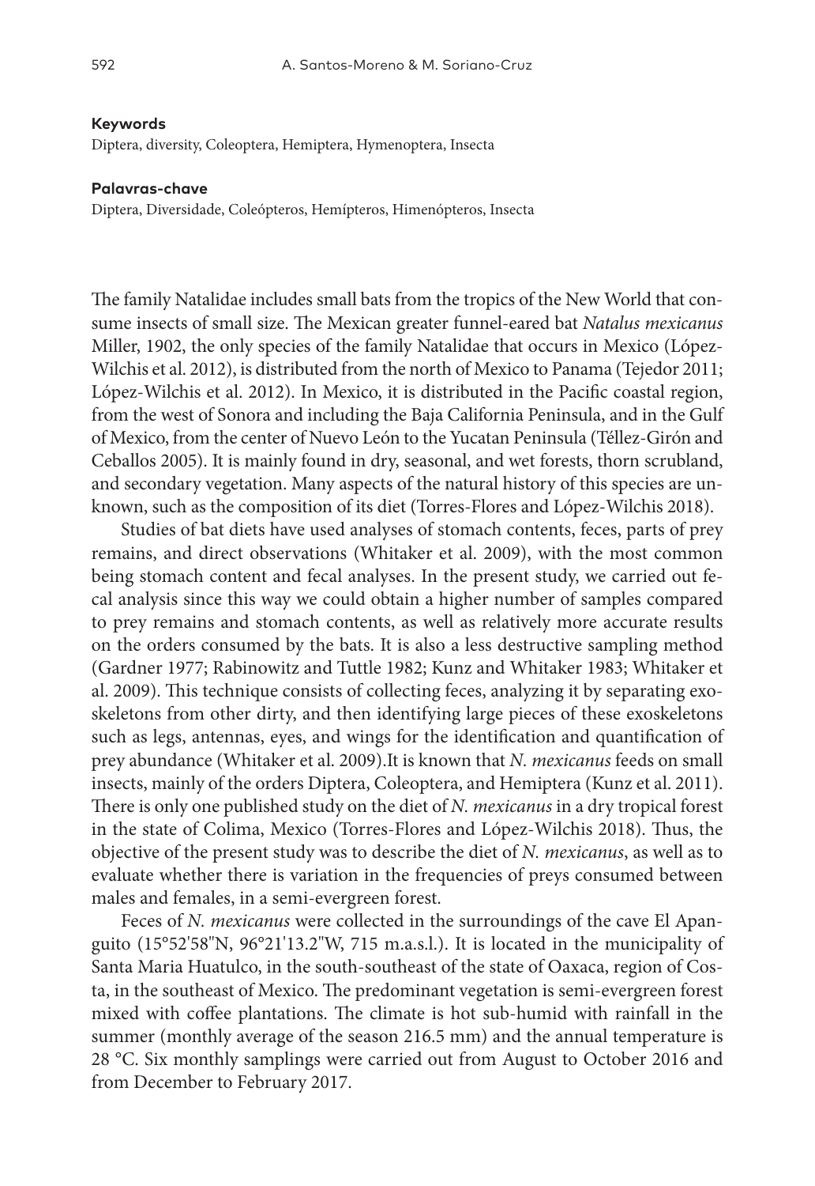**Keywords**

Diptera, diversity, Coleoptera, Hemiptera, Hymenoptera, Insecta

**Palavras-chave**

Diptera, Diversidade, Coleópteros, Hemípteros, Himenópteros, Insecta

The family Natalidae includes small bats from the tropics of the New World that consume insects of small size. The Mexican greater funnel-eared bat *Natalus mexicanus* Miller, 1902, the only species of the family Natalidae that occurs in Mexico (López-Wilchis et al. 2012), is distributed from the north of Mexico to Panama (Tejedor 2011; López-Wilchis et al. 2012). In Mexico, it is distributed in the Pacific coastal region, from the west of Sonora and including the Baja California Peninsula, and in the Gulf of Mexico, from the center of Nuevo León to the Yucatan Peninsula (Téllez-Girón and Ceballos 2005). It is mainly found in dry, seasonal, and wet forests, thorn scrubland, and secondary vegetation. Many aspects of the natural history of this species are unknown, such as the composition of its diet (Torres-Flores and López-Wilchis 2018).

Studies of bat diets have used analyses of stomach contents, feces, parts of prey remains, and direct observations (Whitaker et al. 2009), with the most common being stomach content and fecal analyses. In the present study, we carried out fecal analysis since this way we could obtain a higher number of samples compared to prey remains and stomach contents, as well as relatively more accurate results on the orders consumed by the bats. It is also a less destructive sampling method (Gardner 1977; Rabinowitz and Tuttle 1982; Kunz and Whitaker 1983; Whitaker et al. 2009). This technique consists of collecting feces, analyzing it by separating exoskeletons from other dirty, and then identifying large pieces of these exoskeletons such as legs, antennas, eyes, and wings for the identification and quantification of prey abundance (Whitaker et al. 2009).It is known that *N. mexicanus* feeds on small insects, mainly of the orders Diptera, Coleoptera, and Hemiptera (Kunz et al. 2011). There is only one published study on the diet of *N. mexicanus* in a dry tropical forest in the state of Colima, Mexico (Torres-Flores and López-Wilchis 2018). Thus, the objective of the present study was to describe the diet of *N. mexicanus*, as well as to evaluate whether there is variation in the frequencies of preys consumed between males and females, in a semi-evergreen forest.

Feces of *N. mexicanus* were collected in the surroundings of the cave El Apanguito (15°52'58"N, 96°21'13.2"W, 715 m.a.s.l.). It is located in the municipality of Santa Maria Huatulco, in the south-southeast of the state of Oaxaca, region of Costa, in the southeast of Mexico. The predominant vegetation is semi-evergreen forest mixed with coffee plantations. The climate is hot sub-humid with rainfall in the summer (monthly average of the season 216.5 mm) and the annual temperature is 28 °C. Six monthly samplings were carried out from August to October 2016 and from December to February 2017.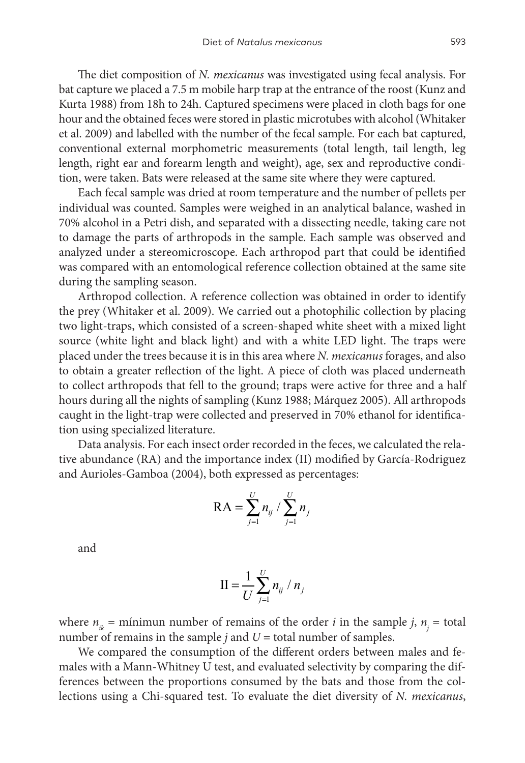The diet composition of *N. mexicanus* was investigated using fecal analysis. For bat capture we placed a 7.5 m mobile harp trap at the entrance of the roost (Kunz and Kurta 1988) from 18h to 24h. Captured specimens were placed in cloth bags for one hour and the obtained feces were stored in plastic microtubes with alcohol (Whitaker et al. 2009) and labelled with the number of the fecal sample. For each bat captured, conventional external morphometric measurements (total length, tail length, leg length, right ear and forearm length and weight), age, sex and reproductive condition, were taken. Bats were released at the same site where they were captured.

Each fecal sample was dried at room temperature and the number of pellets per individual was counted. Samples were weighed in an analytical balance, washed in 70% alcohol in a Petri dish, and separated with a dissecting needle, taking care not to damage the parts of arthropods in the sample. Each sample was observed and analyzed under a stereomicroscope. Each arthropod part that could be identified was compared with an entomological reference collection obtained at the same site during the sampling season.

Arthropod collection. A reference collection was obtained in order to identify the prey (Whitaker et al. 2009). We carried out a photophilic collection by placing two light-traps, which consisted of a screen-shaped white sheet with a mixed light source (white light and black light) and with a white LED light. The traps were placed under the trees because it is in this area where *N. mexicanus* forages, and also to obtain a greater reflection of the light. A piece of cloth was placed underneath to collect arthropods that fell to the ground; traps were active for three and a half hours during all the nights of sampling (Kunz 1988; Márquez 2005). All arthropods caught in the light-trap were collected and preserved in 70% ethanol for identification using specialized literature.

Data analysis. For each insect order recorded in the feces, we calculated the relative abundance (RA) and the importance index (II) modified by García-Rodriguez and Aurioles-Gamboa (2004), both expressed as percentages:

$$\text{RA} = \sum_{j=1}^{U} n_{ij} \Big/ \sum_{j=1}^{U} n_j$$

and

$$\text{II} = \frac{1}{U} \sum_{j=1}^{U} n_{ij} / n_j$$

where $n_{ik}$ = mínimun number of remains of the order $i$ in the sample $j$, $n_j$ = total number of remains in the sample $j$ and $U$ = total number of samples.

We compared the consumption of the different orders between males and females with a Mann-Whitney U test, and evaluated selectivity by comparing the differences between the proportions consumed by the bats and those from the collections using a Chi-squared test. To evaluate the diet diversity of *N. mexicanus*,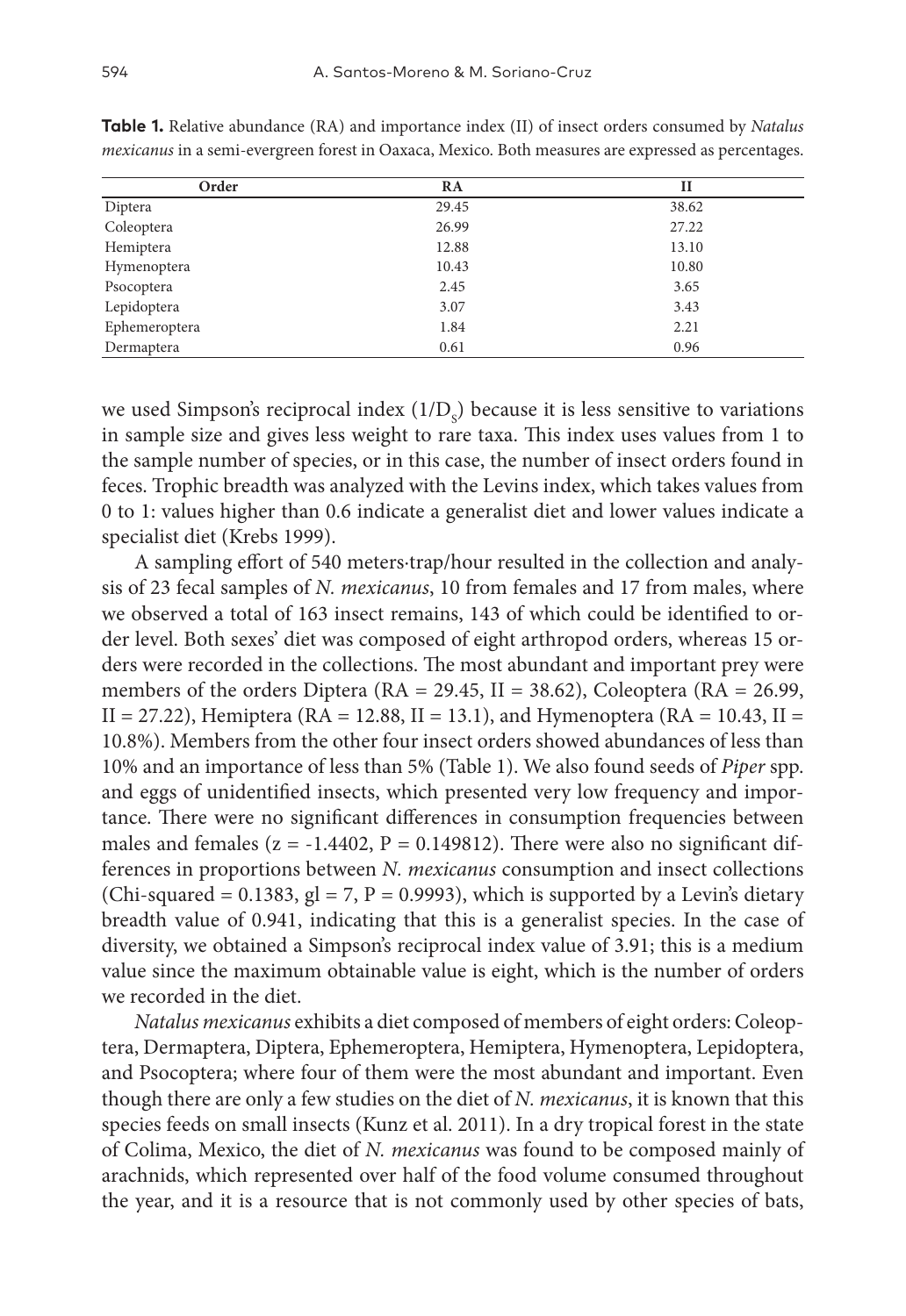**Table 1.** Relative abundance (RA) and importance index (II) of insect orders consumed by *Natalus mexicanus* in a semi-evergreen forest in Oaxaca, Mexico. Both measures are expressed as percentages.

| Order | RA | II |
|---|---|---|
| Diptera | 29.45 | 38.62 |
| Coleoptera | 26.99 | 27.22 |
| Hemiptera | 12.88 | 13.10 |
| Hymenoptera | 10.43 | 10.80 |
| Psocoptera | 2.45 | 3.65 |
| Lepidoptera | 3.07 | 3.43 |
| Ephemeroptera | 1.84 | 2.21 |
| Dermaptera | 0.61 | 0.96 |

we used Simpson's reciprocal index ($1/D_S$) because it is less sensitive to variations in sample size and gives less weight to rare taxa. This index uses values from 1 to the sample number of species, or in this case, the number of insect orders found in feces. Trophic breadth was analyzed with the Levins index, which takes values from 0 to 1: values higher than 0.6 indicate a generalist diet and lower values indicate a specialist diet (Krebs 1999).

A sampling effort of 540 meters·trap/hour resulted in the collection and analysis of 23 fecal samples of *N. mexicanus*, 10 from females and 17 from males, where we observed a total of 163 insect remains, 143 of which could be identified to order level. Both sexes' diet was composed of eight arthropod orders, whereas 15 orders were recorded in the collections. The most abundant and important prey were members of the orders Diptera (RA = 29.45, II = 38.62), Coleoptera (RA = 26.99, II = 27.22), Hemiptera (RA = 12.88, II = 13.1), and Hymenoptera (RA = 10.43, II = 10.8%). Members from the other four insect orders showed abundances of less than 10% and an importance of less than 5% (Table 1). We also found seeds of *Piper* spp. and eggs of unidentified insects, which presented very low frequency and importance. There were no significant differences in consumption frequencies between males and females ($z = -1.4402$, $P = 0.149812$). There were also no significant differences in proportions between *N. mexicanus* consumption and insect collections (Chi-squared = 0.1383, gl = 7, $P = 0.9993$), which is supported by a Levin's dietary breadth value of 0.941, indicating that this is a generalist species. In the case of diversity, we obtained a Simpson's reciprocal index value of 3.91; this is a medium value since the maximum obtainable value is eight, which is the number of orders we recorded in the diet.

*Natalus mexicanus* exhibits a diet composed of members of eight orders: Coleoptera, Dermaptera, Diptera, Ephemeroptera, Hemiptera, Hymenoptera, Lepidoptera, and Psocoptera; where four of them were the most abundant and important. Even though there are only a few studies on the diet of *N. mexicanus*, it is known that this species feeds on small insects (Kunz et al. 2011). In a dry tropical forest in the state of Colima, Mexico, the diet of *N. mexicanus* was found to be composed mainly of arachnids, which represented over half of the food volume consumed throughout the year, and it is a resource that is not commonly used by other species of bats,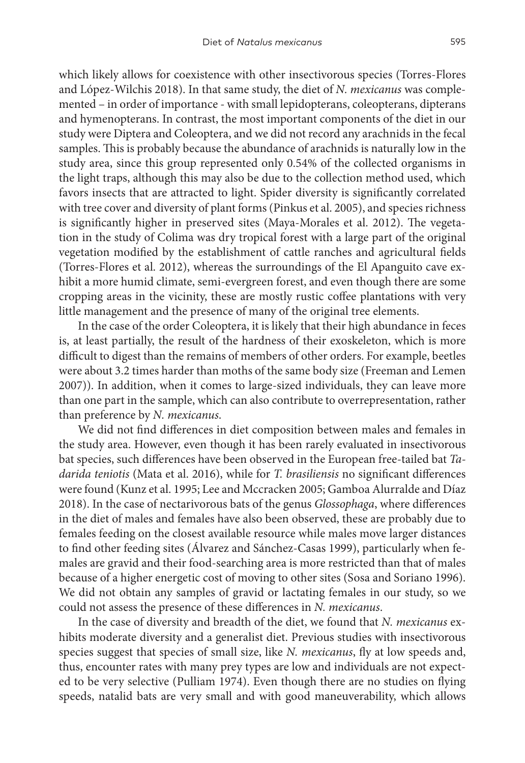which likely allows for coexistence with other insectivorous species (Torres-Flores and López-Wilchis 2018). In that same study, the diet of *N. mexicanus* was complemented – in order of importance - with small lepidopterans, coleopterans, dipterans and hymenopterans. In contrast, the most important components of the diet in our study were Diptera and Coleoptera, and we did not record any arachnids in the fecal samples. This is probably because the abundance of arachnids is naturally low in the study area, since this group represented only 0.54% of the collected organisms in the light traps, although this may also be due to the collection method used, which favors insects that are attracted to light. Spider diversity is significantly correlated with tree cover and diversity of plant forms (Pinkus et al. 2005), and species richness is significantly higher in preserved sites (Maya-Morales et al. 2012). The vegetation in the study of Colima was dry tropical forest with a large part of the original vegetation modified by the establishment of cattle ranches and agricultural fields (Torres-Flores et al. 2012), whereas the surroundings of the El Apanguito cave exhibit a more humid climate, semi-evergreen forest, and even though there are some cropping areas in the vicinity, these are mostly rustic coffee plantations with very little management and the presence of many of the original tree elements.

In the case of the order Coleoptera, it is likely that their high abundance in feces is, at least partially, the result of the hardness of their exoskeleton, which is more difficult to digest than the remains of members of other orders. For example, beetles were about 3.2 times harder than moths of the same body size (Freeman and Lemen 2007)). In addition, when it comes to large-sized individuals, they can leave more than one part in the sample, which can also contribute to overrepresentation, rather than preference by *N. mexicanus*.

We did not find differences in diet composition between males and females in the study area. However, even though it has been rarely evaluated in insectivorous bat species, such differences have been observed in the European free-tailed bat *Tadarida teniotis* (Mata et al. 2016), while for *T. brasiliensis* no significant differences were found (Kunz et al. 1995; Lee and Mccracken 2005; Gamboa Alurralde and Díaz 2018). In the case of nectarivorous bats of the genus *Glossophaga*, where differences in the diet of males and females have also been observed, these are probably due to females feeding on the closest available resource while males move larger distances to find other feeding sites (Álvarez and Sánchez-Casas 1999), particularly when females are gravid and their food-searching area is more restricted than that of males because of a higher energetic cost of moving to other sites (Sosa and Soriano 1996). We did not obtain any samples of gravid or lactating females in our study, so we could not assess the presence of these differences in *N. mexicanus*.

In the case of diversity and breadth of the diet, we found that *N. mexicanus* exhibits moderate diversity and a generalist diet. Previous studies with insectivorous species suggest that species of small size, like *N. mexicanus*, fly at low speeds and, thus, encounter rates with many prey types are low and individuals are not expected to be very selective (Pulliam 1974). Even though there are no studies on flying speeds, natalid bats are very small and with good maneuverability, which allows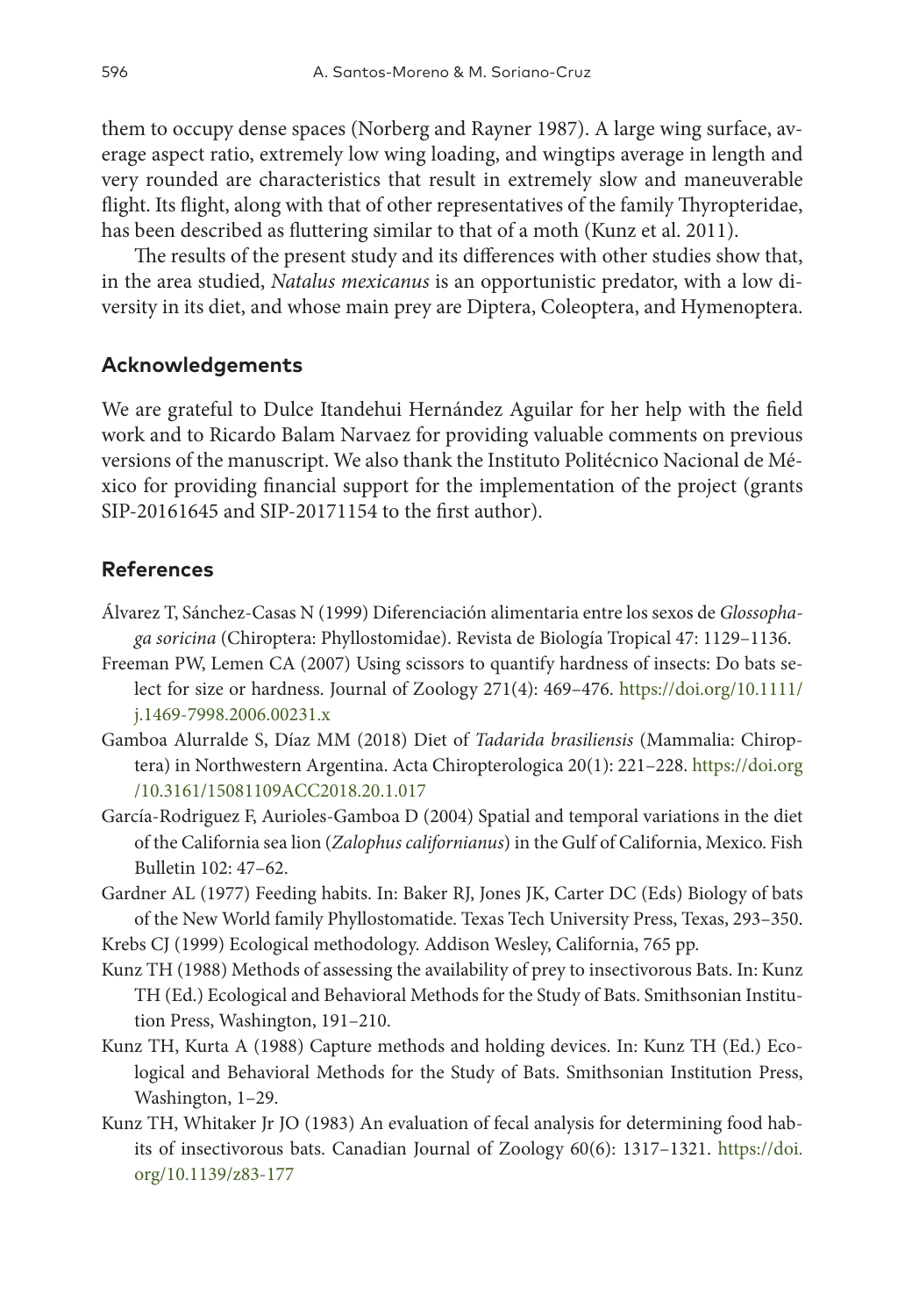them to occupy dense spaces (Norberg and Rayner 1987). A large wing surface, average aspect ratio, extremely low wing loading, and wingtips average in length and very rounded are characteristics that result in extremely slow and maneuverable flight. Its flight, along with that of other representatives of the family Thyropteridae, has been described as fluttering similar to that of a moth (Kunz et al. 2011).

The results of the present study and its differences with other studies show that, in the area studied, *Natalus mexicanus* is an opportunistic predator, with a low diversity in its diet, and whose main prey are Diptera, Coleoptera, and Hymenoptera.

## Acknowledgements

We are grateful to Dulce Itandehui Hernández Aguilar for her help with the field work and to Ricardo Balam Narvaez for providing valuable comments on previous versions of the manuscript. We also thank the Instituto Politécnico Nacional de México for providing financial support for the implementation of the project (grants SIP-20161645 and SIP-20171154 to the first author).

## References

Álvarez T, Sánchez-Casas N (1999) Diferenciación alimentaria entre los sexos de *Glossophaga soricina* (Chiroptera: Phyllostomidae). Revista de Biología Tropical 47: 1129–1136.

Freeman PW, Lemen CA (2007) Using scissors to quantify hardness of insects: Do bats select for size or hardness. Journal of Zoology 271(4): 469–476. https://doi.org/10.1111/j.1469-7998.2006.00231.x

Gamboa Alurralde S, Díaz MM (2018) Diet of *Tadarida brasiliensis* (Mammalia: Chiroptera) in Northwestern Argentina. Acta Chiropterologica 20(1): 221–228. https://doi.org/10.3161/15081109ACC2018.20.1.017

García-Rodriguez F, Aurioles-Gamboa D (2004) Spatial and temporal variations in the diet of the California sea lion (*Zalophus californianus*) in the Gulf of California, Mexico. Fish Bulletin 102: 47–62.

Gardner AL (1977) Feeding habits. In: Baker RJ, Jones JK, Carter DC (Eds) Biology of bats of the New World family Phyllostomatide. Texas Tech University Press, Texas, 293–350.

Krebs CJ (1999) Ecological methodology. Addison Wesley, California, 765 pp.

Kunz TH (1988) Methods of assessing the availability of prey to insectivorous Bats. In: Kunz TH (Ed.) Ecological and Behavioral Methods for the Study of Bats. Smithsonian Institution Press, Washington, 191–210.

Kunz TH, Kurta A (1988) Capture methods and holding devices. In: Kunz TH (Ed.) Ecological and Behavioral Methods for the Study of Bats. Smithsonian Institution Press, Washington, 1–29.

Kunz TH, Whitaker Jr JO (1983) An evaluation of fecal analysis for determining food habits of insectivorous bats. Canadian Journal of Zoology 60(6): 1317–1321. https://doi.org/10.1139/z83-177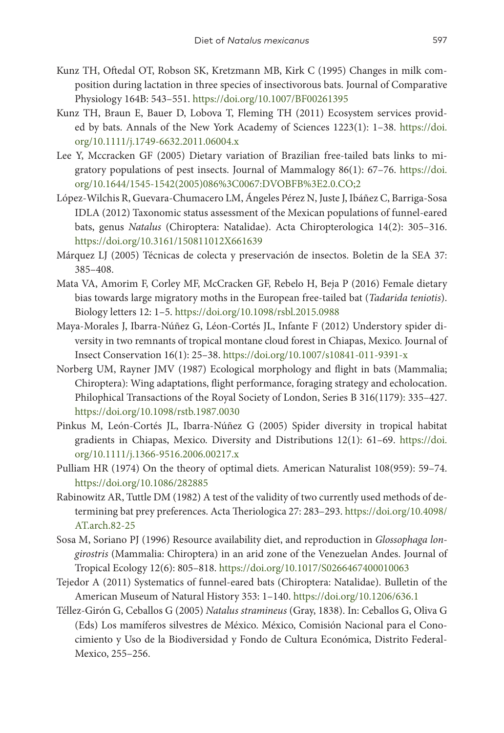Kunz TH, Oftedal OT, Robson SK, Kretzmann MB, Kirk C (1995) Changes in milk composition during lactation in three species of insectivorous bats. Journal of Comparative Physiology 164B: 543–551. https://doi.org/10.1007/BF00261395

Kunz TH, Braun E, Bauer D, Lobova T, Fleming TH (2011) Ecosystem services provided by bats. Annals of the New York Academy of Sciences 1223(1): 1–38. https://doi.org/10.1111/j.1749-6632.2011.06004.x

Lee Y, Mccracken GF (2005) Dietary variation of Brazilian free-tailed bats links to migratory populations of pest insects. Journal of Mammalogy 86(1): 67–76. https://doi.org/10.1644/1545-1542(2005)086%3C0067:DVOBFB%3E2.0.CO;2

López-Wilchis R, Guevara-Chumacero LM, Ángeles Pérez N, Juste J, Ibáñez C, Barriga-Sosa IDLA (2012) Taxonomic status assessment of the Mexican populations of funnel-eared bats, genus *Natalus* (Chiroptera: Natalidae). Acta Chiropterologica 14(2): 305–316. https://doi.org/10.3161/150811012X661639

Márquez LJ (2005) Técnicas de colecta y preservación de insectos. Boletin de la SEA 37: 385–408.

Mata VA, Amorim F, Corley MF, McCracken GF, Rebelo H, Beja P (2016) Female dietary bias towards large migratory moths in the European free-tailed bat (*Tadarida teniotis*). Biology letters 12: 1–5. https://doi.org/10.1098/rsbl.2015.0988

Maya-Morales J, Ibarra-Núñez G, Léon-Cortés JL, Infante F (2012) Understory spider diversity in two remnants of tropical montane cloud forest in Chiapas, Mexico. Journal of Insect Conservation 16(1): 25–38. https://doi.org/10.1007/s10841-011-9391-x

Norberg UM, Rayner JMV (1987) Ecological morphology and flight in bats (Mammalia; Chiroptera): Wing adaptations, flight performance, foraging strategy and echolocation. Philophical Transactions of the Royal Society of London, Series B 316(1179): 335–427. https://doi.org/10.1098/rstb.1987.0030

Pinkus M, León-Cortés JL, Ibarra-Núñez G (2005) Spider diversity in tropical habitat gradients in Chiapas, Mexico. Diversity and Distributions 12(1): 61–69. https://doi.org/10.1111/j.1366-9516.2006.00217.x

Pulliam HR (1974) On the theory of optimal diets. American Naturalist 108(959): 59–74. https://doi.org/10.1086/282885

Rabinowitz AR, Tuttle DM (1982) A test of the validity of two currently used methods of determining bat prey preferences. Acta Theriologica 27: 283–293. https://doi.org/10.4098/AT.arch.82-25

Sosa M, Soriano PJ (1996) Resource availability diet, and reproduction in *Glossophaga longirostris* (Mammalia: Chiroptera) in an arid zone of the Venezuelan Andes. Journal of Tropical Ecology 12(6): 805–818. https://doi.org/10.1017/S0266467400010063

Tejedor A (2011) Systematics of funnel-eared bats (Chiroptera: Natalidae). Bulletin of the American Museum of Natural History 353: 1–140. https://doi.org/10.1206/636.1

Téllez-Girón G, Ceballos G (2005) *Natalus stramineus* (Gray, 1838). In: Ceballos G, Oliva G (Eds) Los mamíferos silvestres de México. México, Comisión Nacional para el Conocimiento y Uso de la Biodiversidad y Fondo de Cultura Económica, Distrito Federal-Mexico, 255–256.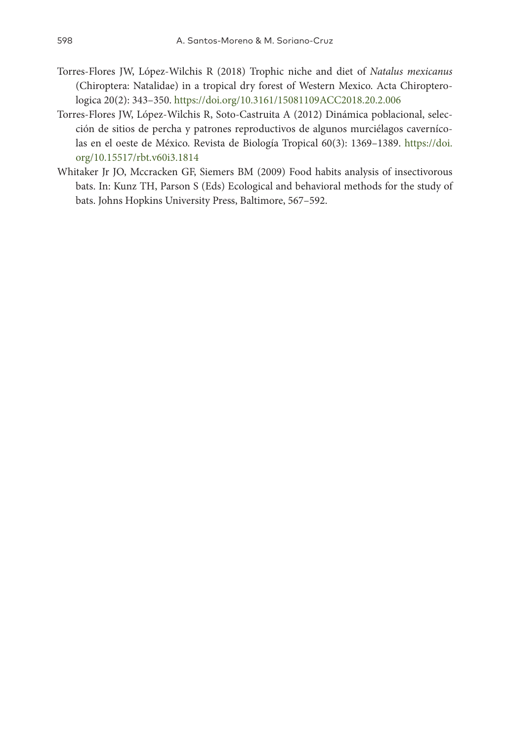Torres-Flores JW, López-Wilchis R (2018) Trophic niche and diet of *Natalus mexicanus* (Chiroptera: Natalidae) in a tropical dry forest of Western Mexico. Acta Chiropterologica 20(2): 343–350. https://doi.org/10.3161/15081109ACC2018.20.2.006

Torres-Flores JW, López-Wilchis R, Soto-Castruita A (2012) Dinámica poblacional, selección de sitios de percha y patrones reproductivos de algunos murciélagos cavernícolas en el oeste de México. Revista de Biología Tropical 60(3): 1369–1389. https://doi.org/10.15517/rbt.v60i3.1814

Whitaker Jr JO, Mccracken GF, Siemers BM (2009) Food habits analysis of insectivorous bats. In: Kunz TH, Parson S (Eds) Ecological and behavioral methods for the study of bats. Johns Hopkins University Press, Baltimore, 567–592.